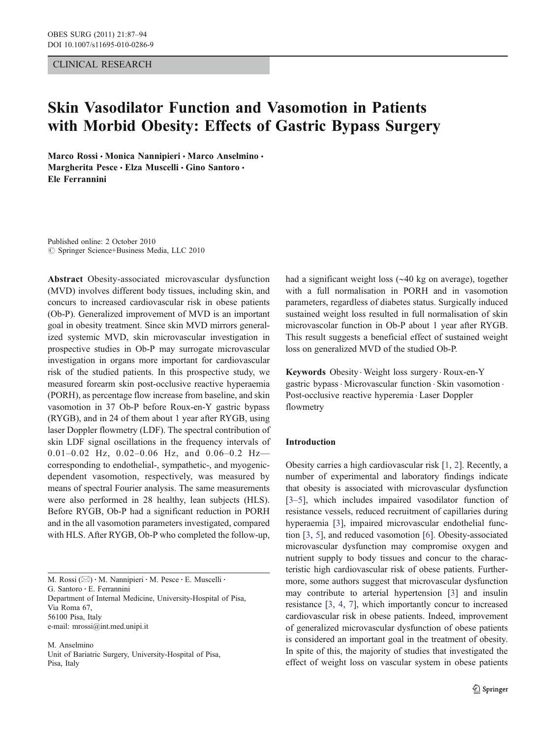CLINICAL RESEARCH

# Skin Vasodilator Function and Vasomotion in Patients with Morbid Obesity: Effects of Gastric Bypass Surgery

**Marco Rossi · Monica Nannipieri · Marco Anselmino · Margherita Pesce · Elza Muscelli · Gino Santoro · Ele Ferrannini**

Published online: 2 October 2010
© Springer Science+Business Media, LLC 2010

**Abstract** Obesity-associated microvascular dysfunction (MVD) involves different body tissues, including skin, and concurs to increased cardiovascular risk in obese patients (Ob-P). Generalized improvement of MVD is an important goal in obesity treatment. Since skin MVD mirrors generalized systemic MVD, skin microvascular investigation in prospective studies in Ob-P may surrogate microvascular investigation in organs more important for cardiovascular risk of the studied patients. In this prospective study, we measured forearm skin post-occlusive reactive hyperaemia (PORH), as percentage flow increase from baseline, and skin vasomotion in 37 Ob-P before Roux-en-Y gastric bypass (RYGB), and in 24 of them about 1 year after RYGB, using laser Doppler flowmetry (LDF). The spectral contribution of skin LDF signal oscillations in the frequency intervals of 0.01–0.02 Hz, 0.02–0.06 Hz, and 0.06–0.2 Hz—corresponding to endothelial-, sympathetic-, and myogenic-dependent vasomotion, respectively, was measured by means of spectral Fourier analysis. The same measurements were also performed in 28 healthy, lean subjects (HLS). Before RYGB, Ob-P had a significant reduction in PORH and in the all vasomotion parameters investigated, compared with HLS. After RYGB, Ob-P who completed the follow-up, had a significant weight loss (~40 kg on average), together with a full normalisation in PORH and in vasomotion parameters, regardless of diabetes status. Surgically induced sustained weight loss resulted in full normalisation of skin microvascolar function in Ob-P about 1 year after RYGB. This result suggests a beneficial effect of sustained weight loss on generalized MVD of the studied Ob-P.

**Keywords** Obesity · Weight loss surgery · Roux-en-Y gastric bypass · Microvascular function · Skin vasomotion · Post-occlusive reactive hyperemia · Laser Doppler flowmetry

M. Rossi (✉) · M. Nannipieri · M. Pesce · E. Muscelli · G. Santoro · E. Ferrannini
Department of Internal Medicine, University-Hospital of Pisa, Via Roma 67, 56100 Pisa, Italy
e-mail: mrossi@int.med.unipi.it

M. Anselmino
Unit of Bariatric Surgery, University-Hospital of Pisa, Pisa, Italy

## Introduction

Obesity carries a high cardiovascular risk [1, 2]. Recently, a number of experimental and laboratory findings indicate that obesity is associated with microvascular dysfunction [3–5], which includes impaired vasodilator function of resistance vessels, reduced recruitment of capillaries during hyperaemia [3], impaired microvascular endothelial function [3, 5], and reduced vasomotion [6]. Obesity-associated microvascular dysfunction may compromise oxygen and nutrient supply to body tissues and concur to the characteristic high cardiovascular risk of obese patients. Furthermore, some authors suggest that microvascular dysfunction may contribute to arterial hypertension [3] and insulin resistance [3, 4, 7], which importantly concur to increased cardiovascular risk in obese patients. Indeed, improvement of generalized microvascular dysfunction of obese patients is considered an important goal in the treatment of obesity. In spite of this, the majority of studies that investigated the effect of weight loss on vascular system in obese patients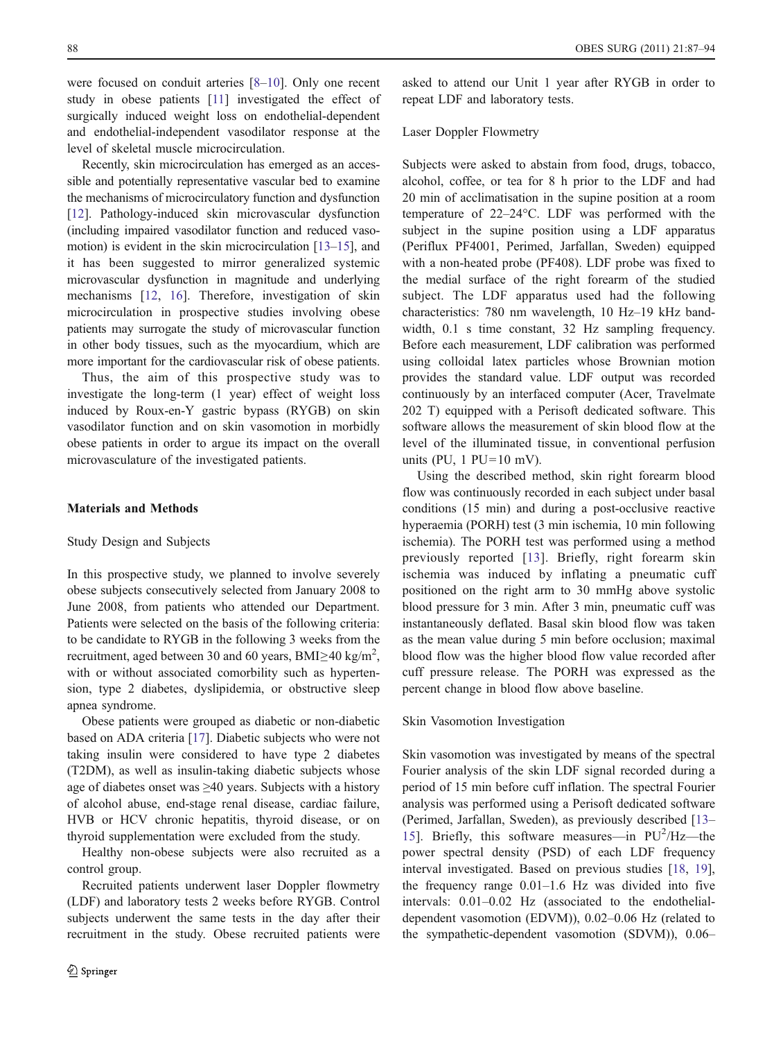were focused on conduit arteries [8–10]. Only one recent study in obese patients [11] investigated the effect of surgically induced weight loss on endothelial-dependent and endothelial-independent vasodilator response at the level of skeletal muscle microcirculation.

Recently, skin microcirculation has emerged as an accessible and potentially representative vascular bed to examine the mechanisms of microcirculatory function and dysfunction [12]. Pathology-induced skin microvascular dysfunction (including impaired vasodilator function and reduced vasomotion) is evident in the skin microcirculation [13–15], and it has been suggested to mirror generalized systemic microvascular dysfunction in magnitude and underlying mechanisms [12, 16]. Therefore, investigation of skin microcirculation in prospective studies involving obese patients may surrogate the study of microvascular function in other body tissues, such as the myocardium, which are more important for the cardiovascular risk of obese patients.

Thus, the aim of this prospective study was to investigate the long-term (1 year) effect of weight loss induced by Roux-en-Y gastric bypass (RYGB) on skin vasodilator function and on skin vasomotion in morbidly obese patients in order to argue its impact on the overall microvasculature of the investigated patients.

## Materials and Methods

### Study Design and Subjects

In this prospective study, we planned to involve severely obese subjects consecutively selected from January 2008 to June 2008, from patients who attended our Department. Patients were selected on the basis of the following criteria: to be candidate to RYGB in the following 3 weeks from the recruitment, aged between 30 and 60 years, BMI≥40 kg/m$^2$, with or without associated comorbidity such as hypertension, type 2 diabetes, dyslipidemia, or obstructive sleep apnea syndrome.

Obese patients were grouped as diabetic or non-diabetic based on ADA criteria [17]. Diabetic subjects who were not taking insulin were considered to have type 2 diabetes (T2DM), as well as insulin-taking diabetic subjects whose age of diabetes onset was ≥40 years. Subjects with a history of alcohol abuse, end-stage renal disease, cardiac failure, HVB or HCV chronic hepatitis, thyroid disease, or on thyroid supplementation were excluded from the study.

Healthy non-obese subjects were also recruited as a control group.

Recruited patients underwent laser Doppler flowmetry (LDF) and laboratory tests 2 weeks before RYGB. Control subjects underwent the same tests in the day after their recruitment in the study. Obese recruited patients were asked to attend our Unit 1 year after RYGB in order to repeat LDF and laboratory tests.

### Laser Doppler Flowmetry

Subjects were asked to abstain from food, drugs, tobacco, alcohol, coffee, or tea for 8 h prior to the LDF and had 20 min of acclimatisation in the supine position at a room temperature of 22–24°C. LDF was performed with the subject in the supine position using a LDF apparatus (Periflux PF4001, Perimed, Jarfallan, Sweden) equipped with a non-heated probe (PF408). LDF probe was fixed to the medial surface of the right forearm of the studied subject. The LDF apparatus used had the following characteristics: 780 nm wavelength, 10 Hz–19 kHz bandwidth, 0.1 s time constant, 32 Hz sampling frequency. Before each measurement, LDF calibration was performed using colloidal latex particles whose Brownian motion provides the standard value. LDF output was recorded continuously by an interfaced computer (Acer, Travelmate 202 T) equipped with a Perisoft dedicated software. This software allows the measurement of skin blood flow at the level of the illuminated tissue, in conventional perfusion units (PU, 1 PU=10 mV).

Using the described method, skin right forearm blood flow was continuously recorded in each subject under basal conditions (15 min) and during a post-occlusive reactive hyperaemia (PORH) test (3 min ischemia, 10 min following ischemia). The PORH test was performed using a method previously reported [13]. Briefly, right forearm skin ischemia was induced by inflating a pneumatic cuff positioned on the right arm to 30 mmHg above systolic blood pressure for 3 min. After 3 min, pneumatic cuff was instantaneously deflated. Basal skin blood flow was taken as the mean value during 5 min before occlusion; maximal blood flow was the higher blood flow value recorded after cuff pressure release. The PORH was expressed as the percent change in blood flow above baseline.

### Skin Vasomotion Investigation

Skin vasomotion was investigated by means of the spectral Fourier analysis of the skin LDF signal recorded during a period of 15 min before cuff inflation. The spectral Fourier analysis was performed using a Perisoft dedicated software (Perimed, Jarfallan, Sweden), as previously described [13–15]. Briefly, this software measures—in PU$^2$/Hz—the power spectral density (PSD) of each LDF frequency interval investigated. Based on previous studies [18, 19], the frequency range 0.01–1.6 Hz was divided into five intervals: 0.01–0.02 Hz (associated to the endothelial-dependent vasomotion (EDVM)), 0.02–0.06 Hz (related to the sympathetic-dependent vasomotion (SDVM)), 0.06–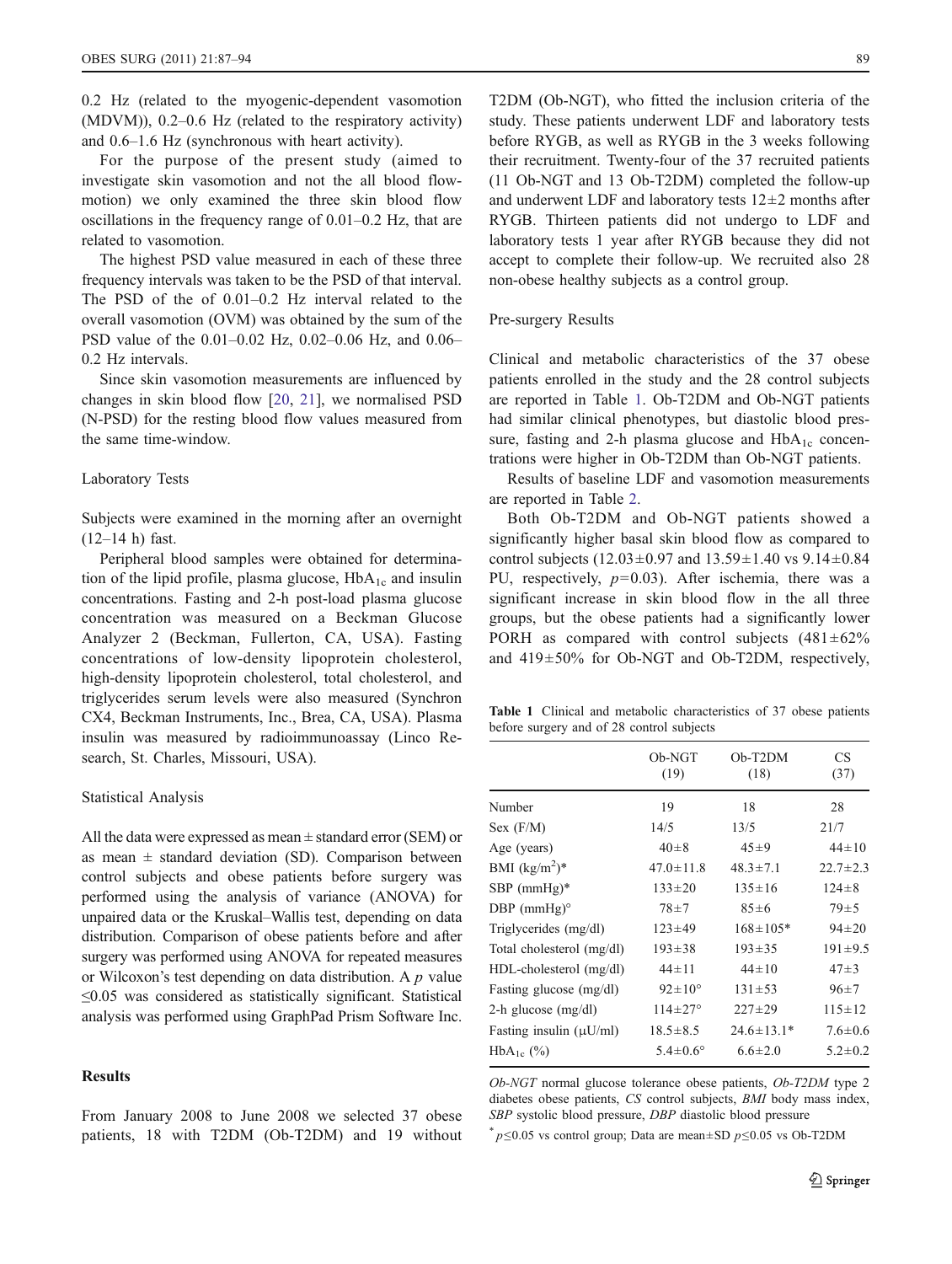0.2 Hz (related to the myogenic-dependent vasomotion (MDVM)), 0.2–0.6 Hz (related to the respiratory activity) and 0.6–1.6 Hz (synchronous with heart activity).

For the purpose of the present study (aimed to investigate skin vasomotion and not the all blood flowmotion) we only examined the three skin blood flow oscillations in the frequency range of 0.01–0.2 Hz, that are related to vasomotion.

The highest PSD value measured in each of these three frequency intervals was taken to be the PSD of that interval. The PSD of the of 0.01–0.2 Hz interval related to the overall vasomotion (OVM) was obtained by the sum of the PSD value of the 0.01–0.02 Hz, 0.02–0.06 Hz, and 0.06–0.2 Hz intervals.

Since skin vasomotion measurements are influenced by changes in skin blood flow [20, 21], we normalised PSD (N-PSD) for the resting blood flow values measured from the same time-window.

### Laboratory Tests

Subjects were examined in the morning after an overnight (12–14 h) fast.

Peripheral blood samples were obtained for determination of the lipid profile, plasma glucose, $HbA_{1c}$ and insulin concentrations. Fasting and 2-h post-load plasma glucose concentration was measured on a Beckman Glucose Analyzer 2 (Beckman, Fullerton, CA, USA). Fasting concentrations of low-density lipoprotein cholesterol, high-density lipoprotein cholesterol, total cholesterol, and triglycerides serum levels were also measured (Synchron CX4, Beckman Instruments, Inc., Brea, CA, USA). Plasma insulin was measured by radioimmunoassay (Linco Research, St. Charles, Missouri, USA).

### Statistical Analysis

All the data were expressed as mean ± standard error (SEM) or as mean ± standard deviation (SD). Comparison between control subjects and obese patients before surgery was performed using the analysis of variance (ANOVA) for unpaired data or the Kruskal–Wallis test, depending on data distribution. Comparison of obese patients before and after surgery was performed using ANOVA for repeated measures or Wilcoxon's test depending on data distribution. A $p$ value ≤0.05 was considered as statistically significant. Statistical analysis was performed using GraphPad Prism Software Inc.

## Results

From January 2008 to June 2008 we selected 37 obese patients, 18 with T2DM (Ob-T2DM) and 19 without T2DM (Ob-NGT), who fitted the inclusion criteria of the study. These patients underwent LDF and laboratory tests before RYGB, as well as RYGB in the 3 weeks following their recruitment. Twenty-four of the 37 recruited patients (11 Ob-NGT and 13 Ob-T2DM) completed the follow-up and underwent LDF and laboratory tests 12±2 months after RYGB. Thirteen patients did not undergo to LDF and laboratory tests 1 year after RYGB because they did not accept to complete their follow-up. We recruited also 28 non-obese healthy subjects as a control group.

### Pre-surgery Results

Clinical and metabolic characteristics of the 37 obese patients enrolled in the study and the 28 control subjects are reported in Table 1. Ob-T2DM and Ob-NGT patients had similar clinical phenotypes, but diastolic blood pressure, fasting and 2-h plasma glucose and $HbA_{1c}$ concentrations were higher in Ob-T2DM than Ob-NGT patients.

Results of baseline LDF and vasomotion measurements are reported in Table 2.

Both Ob-T2DM and Ob-NGT patients showed a significantly higher basal skin blood flow as compared to control subjects (12.03±0.97 and 13.59±1.40 vs 9.14±0.84 PU, respectively, $p$=0.03). After ischemia, there was a significant increase in skin blood flow in the all three groups, but the obese patients had a significantly lower PORH as compared with control subjects (481±62% and 419±50% for Ob-NGT and Ob-T2DM, respectively,

**Table 1** Clinical and metabolic characteristics of 37 obese patients before surgery and of 28 control subjects

| | Ob-NGT (19) | Ob-T2DM (18) | CS (37) |
|---|---|---|---|
| Number | 19 | 18 | 28 |
| Sex (F/M) | 14/5 | 13/5 | 21/7 |
| Age (years) | 40±8 | 45±9 | 44±10 |
| BMI (kg/m²)* | 47.0±11.8 | 48.3±7.1 | 22.7±2.3 |
| SBP (mmHg)* | 133±20 | 135±16 | 124±8 |
| DBP (mmHg)° | 78±7 | 85±6 | 79±5 |
| Triglycerides (mg/dl) | 123±49 | 168±105* | 94±20 |
| Total cholesterol (mg/dl) | 193±38 | 193±35 | 191±9.5 |
| HDL-cholesterol (mg/dl) | 44±11 | 44±10 | 47±3 |
| Fasting glucose (mg/dl) | 92±10° | 131±53 | 96±7 |
| 2-h glucose (mg/dl) | 114±27° | 227±29 | 115±12 |
| Fasting insulin (μU/ml) | 18.5±8.5 | 24.6±13.1* | 7.6±0.6 |
| $HbA_{1c}$ (%) | 5.4±0.6° | 6.6±2.0 | 5.2±0.2 |

*Ob-NGT* normal glucose tolerance obese patients, *Ob-T2DM* type 2 diabetes obese patients, *CS* control subjects, *BMI* body mass index, *SBP* systolic blood pressure, *DBP* diastolic blood pressure

* $p$≤0.05 vs control group; Data are mean±SD $p$≤0.05 vs Ob-T2DM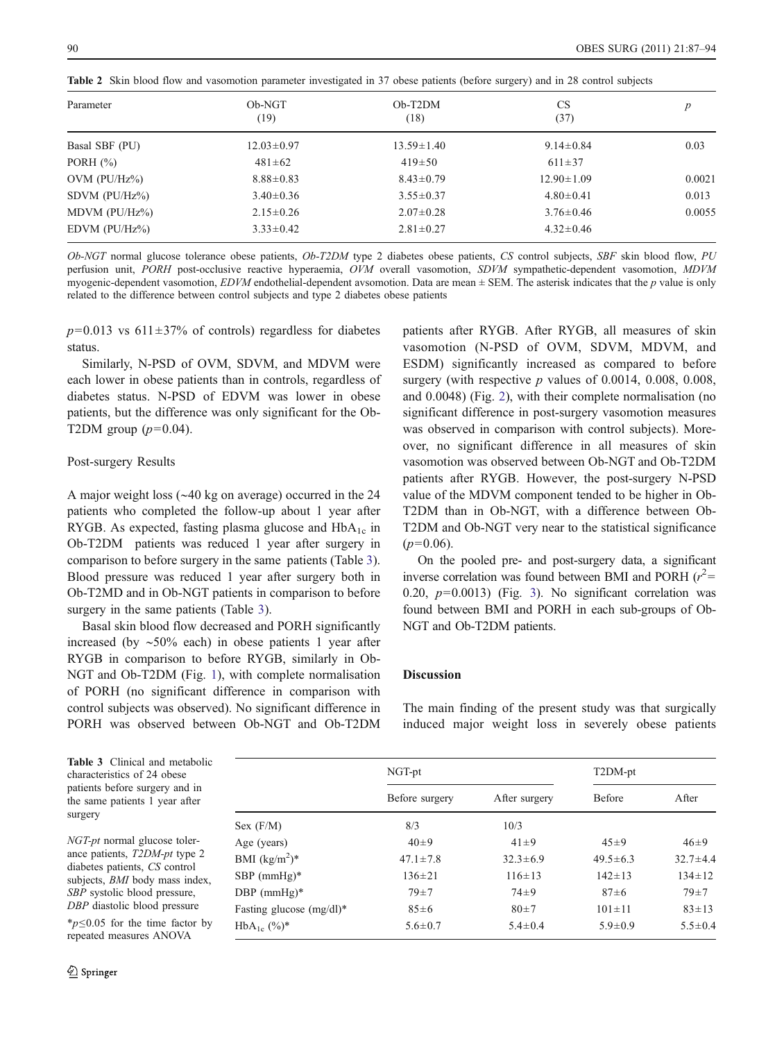**Table 2** Skin blood flow and vasomotion parameter investigated in 37 obese patients (before surgery) and in 28 control subjects

| Parameter | Ob-NGT (19) | Ob-T2DM (18) | CS (37) | *p* |
|---|---|---|---|---|
| Basal SBF (PU) | 12.03±0.97 | 13.59±1.40 | 9.14±0.84 | 0.03 |
| PORH (%) | 481±62 | 419±50 | 611±37 | |
| OVM (PU/Hz%) | 8.88±0.83 | 8.43±0.79 | 12.90±1.09 | 0.0021 |
| SDVM (PU/Hz%) | 3.40±0.36 | 3.55±0.37 | 4.80±0.41 | 0.013 |
| MDVM (PU/Hz%) | 2.15±0.26 | 2.07±0.28 | 3.76±0.46 | 0.0055 |
| EDVM (PU/Hz%) | 3.33±0.42 | 2.81±0.27 | 4.32±0.46 | |

*Ob-NGT* normal glucose tolerance obese patients, *Ob-T2DM* type 2 diabetes obese patients, *CS* control subjects, *SBF* skin blood flow, *PU* perfusion unit, *PORH* post-occlusive reactive hyperaemia, *OVM* overall vasomotion, *SDVM* sympathetic-dependent vasomotion, *MDVM* myogenic-dependent vasomotion, *EDVM* endothelial-dependent avsomotion. Data are mean ± SEM. The asterisk indicates that the *p* value is only related to the difference between control subjects and type 2 diabetes obese patients

$p=0.013$ vs 611±37% of controls) regardless for diabetes status.

Similarly, N-PSD of OVM, SDVM, and MDVM were each lower in obese patients than in controls, regardless of diabetes status. N-PSD of EDVM was lower in obese patients, but the difference was only significant for the Ob-T2DM group ($p=0.04$).

## Post-surgery Results

A major weight loss (~40 kg on average) occurred in the 24 patients who completed the follow-up about 1 year after RYGB. As expected, fasting plasma glucose and $HbA_{1c}$ in Ob-T2DM patients was reduced 1 year after surgery in comparison to before surgery in the same patients (Table 3). Blood pressure was reduced 1 year after surgery both in Ob-T2MD and in Ob-NGT patients in comparison to before surgery in the same patients (Table 3).

Basal skin blood flow decreased and PORH significantly increased (by ~50% each) in obese patients 1 year after RYGB in comparison to before RYGB, similarly in Ob-NGT and Ob-T2DM (Fig. 1), with complete normalisation of PORH (no significant difference in comparison with control subjects was observed). No significant difference in PORH was observed between Ob-NGT and Ob-T2DM patients after RYGB. After RYGB, all measures of skin vasomotion (N-PSD of OVM, SDVM, MDVM, and ESDM) significantly increased as compared to before surgery (with respective *p* values of 0.0014, 0.008, 0.008, and 0.0048) (Fig. 2), with their complete normalisation (no significant difference in post-surgery vasomotion measures was observed in comparison with control subjects). Moreover, no significant difference in all measures of skin vasomotion was observed between Ob-NGT and Ob-T2DM patients after RYGB. However, the post-surgery N-PSD value of the MDVM component tended to be higher in Ob-T2DM than in Ob-NGT, with a difference between Ob-T2DM and Ob-NGT very near to the statistical significance ($p=0.06$).

On the pooled pre- and post-surgery data, a significant inverse correlation was found between BMI and PORH ($r^2$= 0.20, $p=0.0013$) (Fig. 3). No significant correlation was found between BMI and PORH in each sub-groups of Ob-NGT and Ob-T2DM patients.

## Discussion

The main finding of the present study was that surgically induced major weight loss in severely obese patients

**Table 3** Clinical and metabolic characteristics of 24 obese patients before surgery and in the same patients 1 year after surgery

| | NGT-pt | | T2DM-pt | |
|---|---|---|---|---|
| | Before surgery | After surgery | Before | After |
| Sex (F/M) | 8/3 | 10/3 | | |
| Age (years) | 40±9 | 41±9 | 45±9 | 46±9 |
| BMI (kg/m$^2$)* | 47.1±7.8 | 32.3±6.9 | 49.5±6.3 | 32.7±4.4 |
| SBP (mmHg)* | 136±21 | 116±13 | 142±13 | 134±12 |
| DBP (mmHg)* | 79±7 | 74±9 | 87±6 | 79±7 |
| Fasting glucose (mg/dl)* | 85±6 | 80±7 | 101±11 | 83±13 |
| $HbA_{1c}$ (%)* | 5.6±0.7 | 5.4±0.4 | 5.9±0.9 | 5.5±0.4 |

*NGT-pt* normal glucose tolerance patients, *T2DM-pt* type 2 diabetes patients, *CS* control subjects, *BMI* body mass index, *SBP* systolic blood pressure, *DBP* diastolic blood pressure

*$p \leq 0.05$ for the time factor by repeated measures ANOVA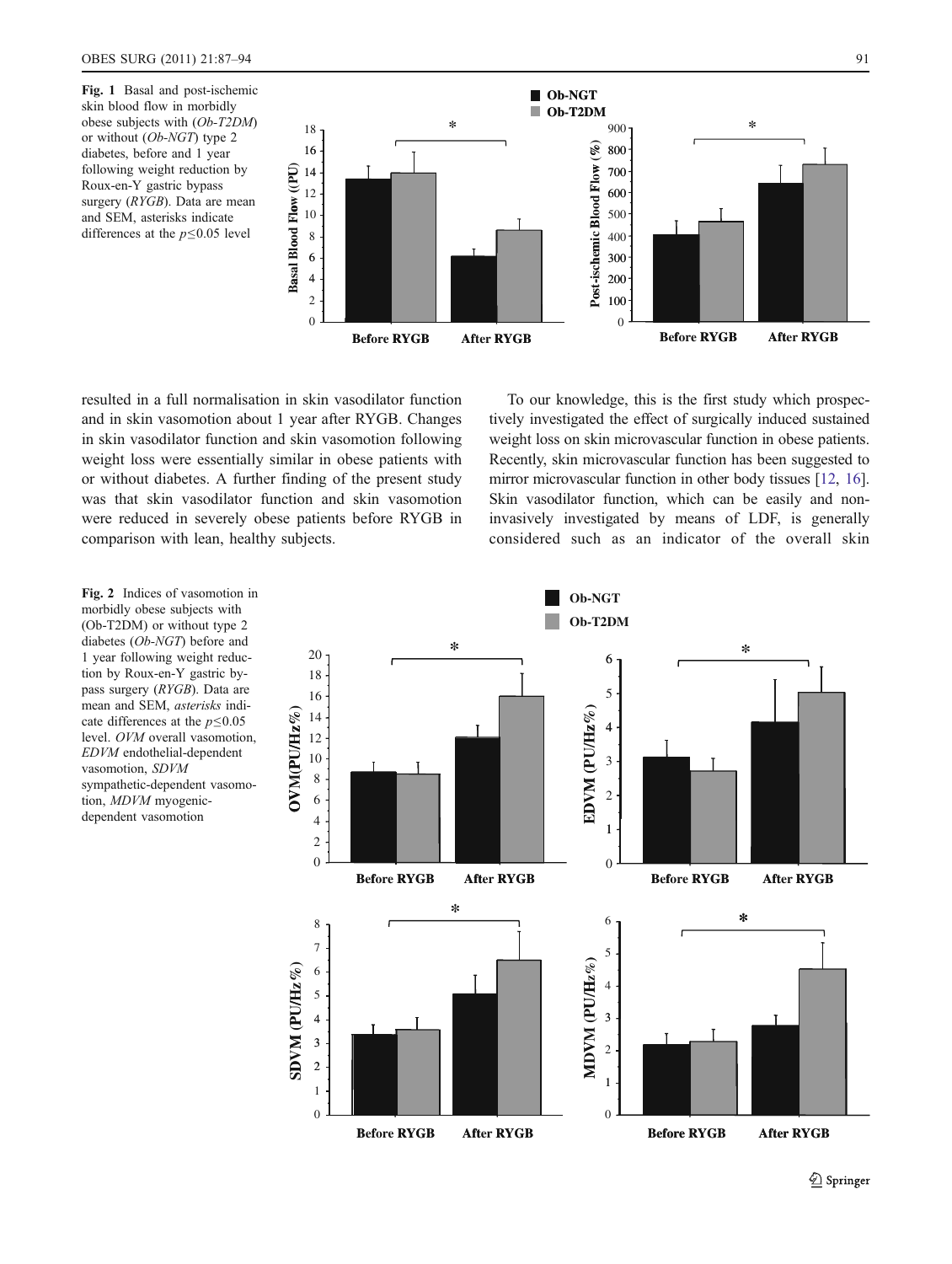**Fig. 1** Basal and post-ischemic skin blood flow in morbidly obese subjects with (*Ob-T2DM*) or without (*Ob-NGT*) type 2 diabetes, before and 1 year following weight reduction by Roux-en-Y gastric bypass surgery (*RYGB*). Data are mean and SEM, asterisks indicate differences at the $p \leq 0.05$ level

resulted in a full normalisation in skin vasodilator function and in skin vasomotion about 1 year after RYGB. Changes in skin vasodilator function and skin vasomotion following weight loss were essentially similar in obese patients with or without diabetes. A further finding of the present study was that skin vasodilator function and skin vasomotion were reduced in severely obese patients before RYGB in comparison with lean, healthy subjects.

To our knowledge, this is the first study which prospectively investigated the effect of surgically induced sustained weight loss on skin microvascular function in obese patients. Recently, skin microvascular function has been suggested to mirror microvascular function in other body tissues [12, 16]. Skin vasodilator function, which can be easily and non-invasively investigated by means of LDF, is generally considered such as an indicator of the overall skin

**Fig. 2** Indices of vasomotion in morbidly obese subjects with (Ob-T2DM) or without type 2 diabetes (*Ob-NGT*) before and 1 year following weight reduction by Roux-en-Y gastric bypass surgery (*RYGB*). Data are mean and SEM, *asterisks* indicate differences at the $p \leq 0.05$ level. *OVM* overall vasomotion, *EDVM* endothelial-dependent vasomotion, *SDVM* sympathetic-dependent vasomotion, *MDVM* myogenic-dependent vasomotion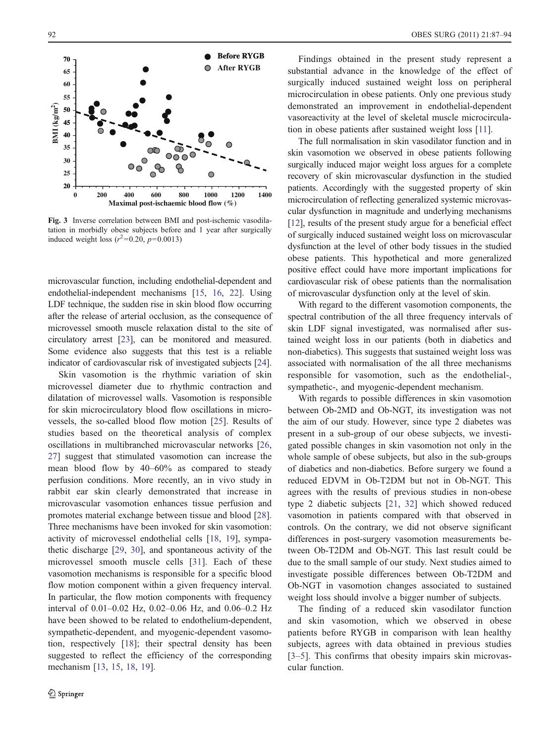Fig. 3 Inverse correlation between BMI and post-ischemic vasodilatation in morbidly obese subjects before and 1 year after surgically induced weight loss ($r^2$=0.20, $p$=0.0013)

microvascular function, including endothelial-dependent and endothelial-independent mechanisms [15, 16, 22]. Using LDF technique, the sudden rise in skin blood flow occurring after the release of arterial occlusion, as the consequence of microvessel smooth muscle relaxation distal to the site of circulatory arrest [23], can be monitored and measured. Some evidence also suggests that this test is a reliable indicator of cardiovascular risk of investigated subjects [24].

Skin vasomotion is the rhythmic variation of skin microvessel diameter due to rhythmic contraction and dilatation of microvessel walls. Vasomotion is responsible for skin microcirculatory blood flow oscillations in microvessels, the so-called blood flow motion [25]. Results of studies based on the theoretical analysis of complex oscillations in multibranched microvascular networks [26, 27] suggest that stimulated vasomotion can increase the mean blood flow by 40–60% as compared to steady perfusion conditions. More recently, an in vivo study in rabbit ear skin clearly demonstrated that increase in microvascular vasomotion enhances tissue perfusion and promotes material exchange between tissue and blood [28]. Three mechanisms have been invoked for skin vasomotion: activity of microvessel endothelial cells [18, 19], sympathetic discharge [29, 30], and spontaneous activity of the microvessel smooth muscle cells [31]. Each of these vasomotion mechanisms is responsible for a specific blood flow motion component within a given frequency interval. In particular, the flow motion components with frequency interval of 0.01–0.02 Hz, 0.02–0.06 Hz, and 0.06–0.2 Hz have been showed to be related to endothelium-dependent, sympathetic-dependent, and myogenic-dependent vasomotion, respectively [18]; their spectral density has been suggested to reflect the efficiency of the corresponding mechanism [13, 15, 18, 19].

Findings obtained in the present study represent a substantial advance in the knowledge of the effect of surgically induced sustained weight loss on peripheral microcirculation in obese patients. Only one previous study demonstrated an improvement in endothelial-dependent vasoreactivity at the level of skeletal muscle microcirculation in obese patients after sustained weight loss [11].

The full normalisation in skin vasodilator function and in skin vasomotion we observed in obese patients following surgically induced major weight loss argues for a complete recovery of skin microvascular dysfunction in the studied patients. Accordingly with the suggested property of skin microcirculation of reflecting generalized systemic microvascular dysfunction in magnitude and underlying mechanisms [12], results of the present study argue for a beneficial effect of surgically induced sustained weight loss on microvascular dysfunction at the level of other body tissues in the studied obese patients. This hypothetical and more generalized positive effect could have more important implications for cardiovascular risk of obese patients than the normalisation of microvascular dysfunction only at the level of skin.

With regard to the different vasomotion components, the spectral contribution of the all three frequency intervals of skin LDF signal investigated, was normalised after sustained weight loss in our patients (both in diabetics and non-diabetics). This suggests that sustained weight loss was associated with normalisation of the all three mechanisms responsible for vasomotion, such as the endothelial-, sympathetic-, and myogenic-dependent mechanism.

With regards to possible differences in skin vasomotion between Ob-2MD and Ob-NGT, its investigation was not the aim of our study. However, since type 2 diabetes was present in a sub-group of our obese subjects, we investigated possible changes in skin vasomotion not only in the whole sample of obese subjects, but also in the sub-groups of diabetics and non-diabetics. Before surgery we found a reduced EDVM in Ob-T2DM but not in Ob-NGT. This agrees with the results of previous studies in non-obese type 2 diabetic subjects [21, 32] which showed reduced vasomotion in patients compared with that observed in controls. On the contrary, we did not observe significant differences in post-surgery vasomotion measurements between Ob-T2DM and Ob-NGT. This last result could be due to the small sample of our study. Next studies aimed to investigate possible differences between Ob-T2DM and Ob-NGT in vasomotion changes associated to sustained weight loss should involve a bigger number of subjects.

The finding of a reduced skin vasodilator function and skin vasomotion, which we observed in obese patients before RYGB in comparison with lean healthy subjects, agrees with data obtained in previous studies [3–5]. This confirms that obesity impairs skin microvascular function.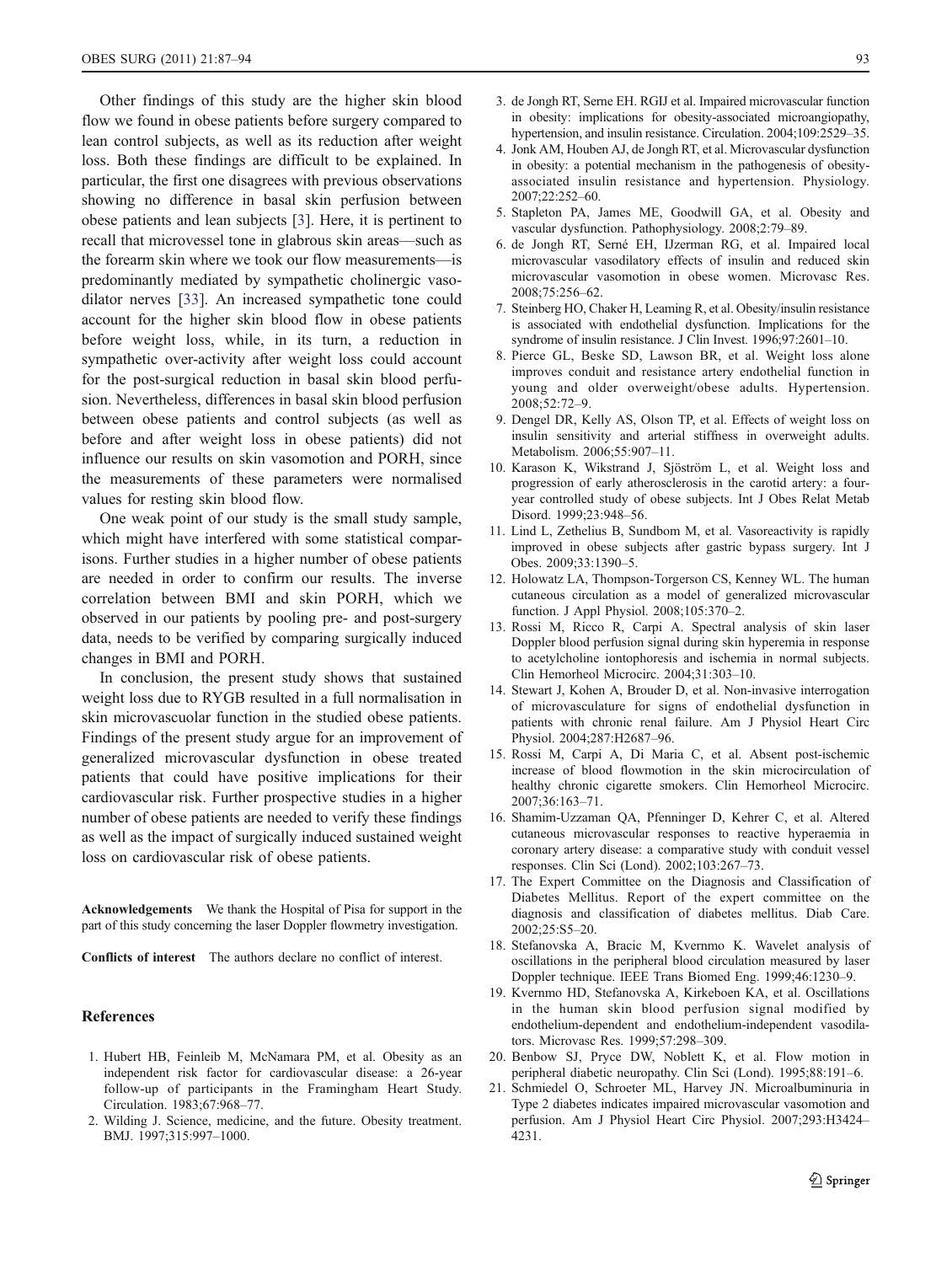Other findings of this study are the higher skin blood flow we found in obese patients before surgery compared to lean control subjects, as well as its reduction after weight loss. Both these findings are difficult to be explained. In particular, the first one disagrees with previous observations showing no difference in basal skin perfusion between obese patients and lean subjects [3]. Here, it is pertinent to recall that microvessel tone in glabrous skin areas—such as the forearm skin where we took our flow measurements—is predominantly mediated by sympathetic cholinergic vasodilator nerves [33]. An increased sympathetic tone could account for the higher skin blood flow in obese patients before weight loss, while, in its turn, a reduction in sympathetic over-activity after weight loss could account for the post-surgical reduction in basal skin blood perfusion. Nevertheless, differences in basal skin blood perfusion between obese patients and control subjects (as well as before and after weight loss in obese patients) did not influence our results on skin vasomotion and PORH, since the measurements of these parameters were normalised values for resting skin blood flow.

One weak point of our study is the small study sample, which might have interfered with some statistical comparisons. Further studies in a higher number of obese patients are needed in order to confirm our results. The inverse correlation between BMI and skin PORH, which we observed in our patients by pooling pre- and post-surgery data, needs to be verified by comparing surgically induced changes in BMI and PORH.

In conclusion, the present study shows that sustained weight loss due to RYGB resulted in a full normalisation in skin microvascuolar function in the studied obese patients. Findings of the present study argue for an improvement of generalized microvascular dysfunction in obese treated patients that could have positive implications for their cardiovascular risk. Further prospective studies in a higher number of obese patients are needed to verify these findings as well as the impact of surgically induced sustained weight loss on cardiovascular risk of obese patients.

**Acknowledgements** We thank the Hospital of Pisa for support in the part of this study concerning the laser Doppler flowmetry investigation.

**Conflicts of interest** The authors declare no conflict of interest.

## References

1. Hubert HB, Feinleib M, McNamara PM, et al. Obesity as an independent risk factor for cardiovascular disease: a 26-year follow-up of participants in the Framingham Heart Study. Circulation. 1983;67:968–77.
2. Wilding J. Science, medicine, and the future. Obesity treatment. BMJ. 1997;315:997–1000.
3. de Jongh RT, Serne EH. RGIJ et al. Impaired microvascular function in obesity: implications for obesity-associated microangiopathy, hypertension, and insulin resistance. Circulation. 2004;109:2529–35.
4. Jonk AM, Houben AJ, de Jongh RT, et al. Microvascular dysfunction in obesity: a potential mechanism in the pathogenesis of obesity-associated insulin resistance and hypertension. Physiology. 2007;22:252–60.
5. Stapleton PA, James ME, Goodwill GA, et al. Obesity and vascular dysfunction. Pathophysiology. 2008;2:79–89.
6. de Jongh RT, Serné EH, IJzerman RG, et al. Impaired local microvascular vasodilatory effects of insulin and reduced skin microvascular vasomotion in obese women. Microvasc Res. 2008;75:256–62.
7. Steinberg HO, Chaker H, Leaming R, et al. Obesity/insulin resistance is associated with endothelial dysfunction. Implications for the syndrome of insulin resistance. J Clin Invest. 1996;97:2601–10.
8. Pierce GL, Beske SD, Lawson BR, et al. Weight loss alone improves conduit and resistance artery endothelial function in young and older overweight/obese adults. Hypertension. 2008;52:72–9.
9. Dengel DR, Kelly AS, Olson TP, et al. Effects of weight loss on insulin sensitivity and arterial stiffness in overweight adults. Metabolism. 2006;55:907–11.
10. Karason K, Wikstrand J, Sjöström L, et al. Weight loss and progression of early atherosclerosis in the carotid artery: a four-year controlled study of obese subjects. Int J Obes Relat Metab Disord. 1999;23:948–56.
11. Lind L, Zethelius B, Sundbom M, et al. Vasoreactivity is rapidly improved in obese subjects after gastric bypass surgery. Int J Obes. 2009;33:1390–5.
12. Holowatz LA, Thompson-Torgerson CS, Kenney WL. The human cutaneous circulation as a model of generalized microvascular function. J Appl Physiol. 2008;105:370–2.
13. Rossi M, Ricco R, Carpi A. Spectral analysis of skin laser Doppler blood perfusion signal during skin hyperemia in response to acetylcholine iontophoresis and ischemia in normal subjects. Clin Hemorheol Microcirc. 2004;31:303–10.
14. Stewart J, Kohen A, Brouder D, et al. Non-invasive interrogation of microvasculature for signs of endothelial dysfunction in patients with chronic renal failure. Am J Physiol Heart Circ Physiol. 2004;287:H2687–96.
15. Rossi M, Carpi A, Di Maria C, et al. Absent post-ischemic increase of blood flowmotion in the skin microcirculation of healthy chronic cigarette smokers. Clin Hemorheol Microcirc. 2007;36:163–71.
16. Shamim-Uzzaman QA, Pfenninger D, Kehrer C, et al. Altered cutaneous microvascular responses to reactive hyperaemia in coronary artery disease: a comparative study with conduit vessel responses. Clin Sci (Lond). 2002;103:267–73.
17. The Expert Committee on the Diagnosis and Classification of Diabetes Mellitus. Report of the expert committee on the diagnosis and classification of diabetes mellitus. Diab Care. 2002;25:S5–20.
18. Stefanovska A, Bracic M, Kvernmo K. Wavelet analysis of oscillations in the peripheral blood circulation measured by laser Doppler technique. IEEE Trans Biomed Eng. 1999;46:1230–9.
19. Kvernmo HD, Stefanovska A, Kirkeboen KA, et al. Oscillations in the human skin blood perfusion signal modified by endothelium-dependent and endothelium-independent vasodilators. Microvasc Res. 1999;57:298–309.
20. Benbow SJ, Pryce DW, Noblett K, et al. Flow motion in peripheral diabetic neuropathy. Clin Sci (Lond). 1995;88:191–6.
21. Schmiedel O, Schroeter ML, Harvey JN. Microalbuminuria in Type 2 diabetes indicates impaired microvascular vasomotion and perfusion. Am J Physiol Heart Circ Physiol. 2007;293:H3424–4231.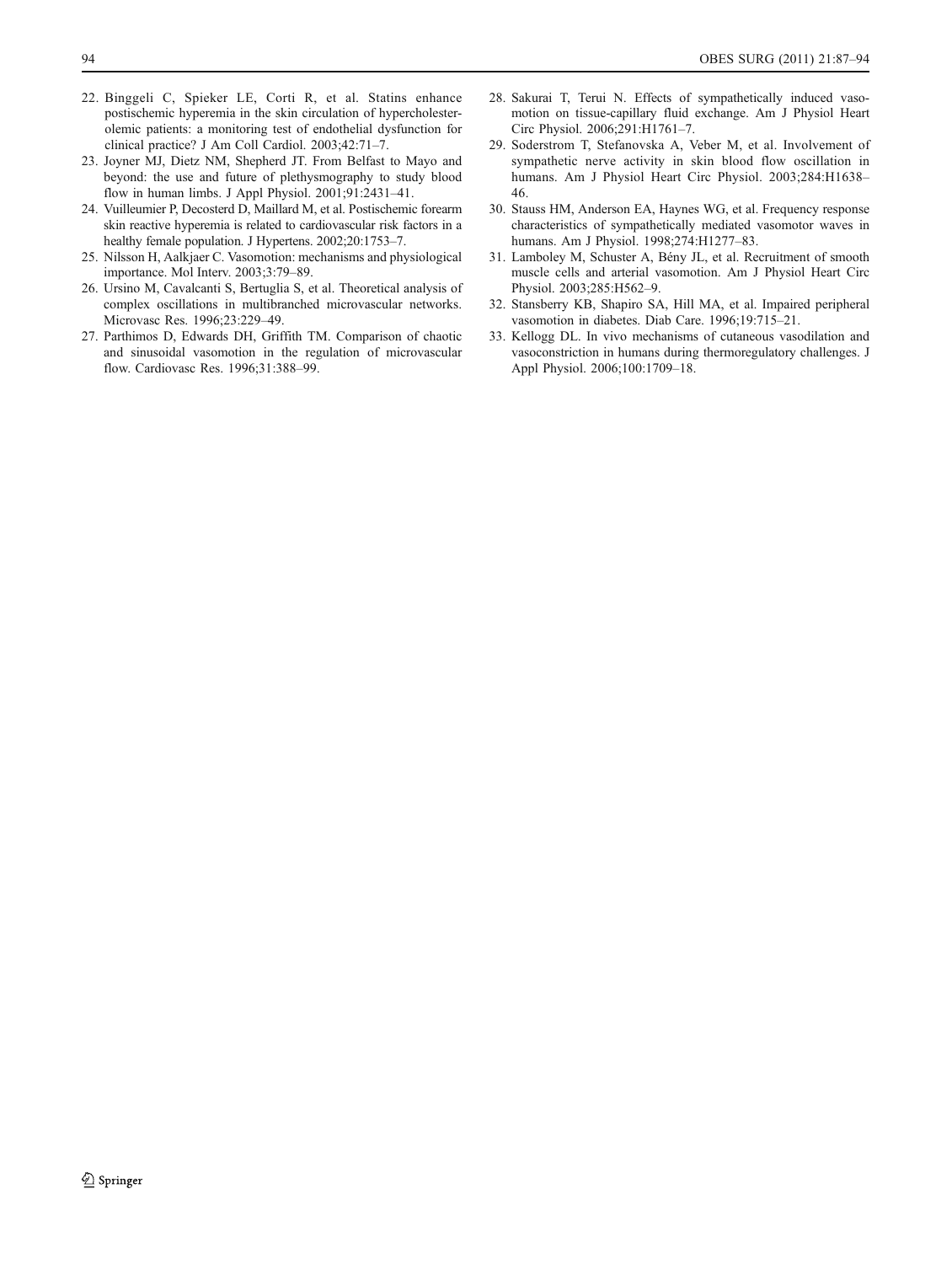22. Binggeli C, Spieker LE, Corti R, et al. Statins enhance postischemic hyperemia in the skin circulation of hypercholesterolemic patients: a monitoring test of endothelial dysfunction for clinical practice? J Am Coll Cardiol. 2003;42:71–7.
23. Joyner MJ, Dietz NM, Shepherd JT. From Belfast to Mayo and beyond: the use and future of plethysmography to study blood flow in human limbs. J Appl Physiol. 2001;91:2431–41.
24. Vuilleumier P, Decosterd D, Maillard M, et al. Postischemic forearm skin reactive hyperemia is related to cardiovascular risk factors in a healthy female population. J Hypertens. 2002;20:1753–7.
25. Nilsson H, Aalkjaer C. Vasomotion: mechanisms and physiological importance. Mol Interv. 2003;3:79–89.
26. Ursino M, Cavalcanti S, Bertuglia S, et al. Theoretical analysis of complex oscillations in multibranched microvascular networks. Microvasc Res. 1996;23:229–49.
27. Parthimos D, Edwards DH, Griffith TM. Comparison of chaotic and sinusoidal vasomotion in the regulation of microvascular flow. Cardiovasc Res. 1996;31:388–99.
28. Sakurai T, Terui N. Effects of sympathetically induced vasomotion on tissue-capillary fluid exchange. Am J Physiol Heart Circ Physiol. 2006;291:H1761–7.
29. Soderstrom T, Stefanovska A, Veber M, et al. Involvement of sympathetic nerve activity in skin blood flow oscillation in humans. Am J Physiol Heart Circ Physiol. 2003;284:H1638–46.
30. Stauss HM, Anderson EA, Haynes WG, et al. Frequency response characteristics of sympathetically mediated vasomotor waves in humans. Am J Physiol. 1998;274:H1277–83.
31. Lamboley M, Schuster A, Bény JL, et al. Recruitment of smooth muscle cells and arterial vasomotion. Am J Physiol Heart Circ Physiol. 2003;285:H562–9.
32. Stansberry KB, Shapiro SA, Hill MA, et al. Impaired peripheral vasomotion in diabetes. Diab Care. 1996;19:715–21.
33. Kellogg DL. In vivo mechanisms of cutaneous vasodilation and vasoconstriction in humans during thermoregulatory challenges. J Appl Physiol. 2006;100:1709–18.